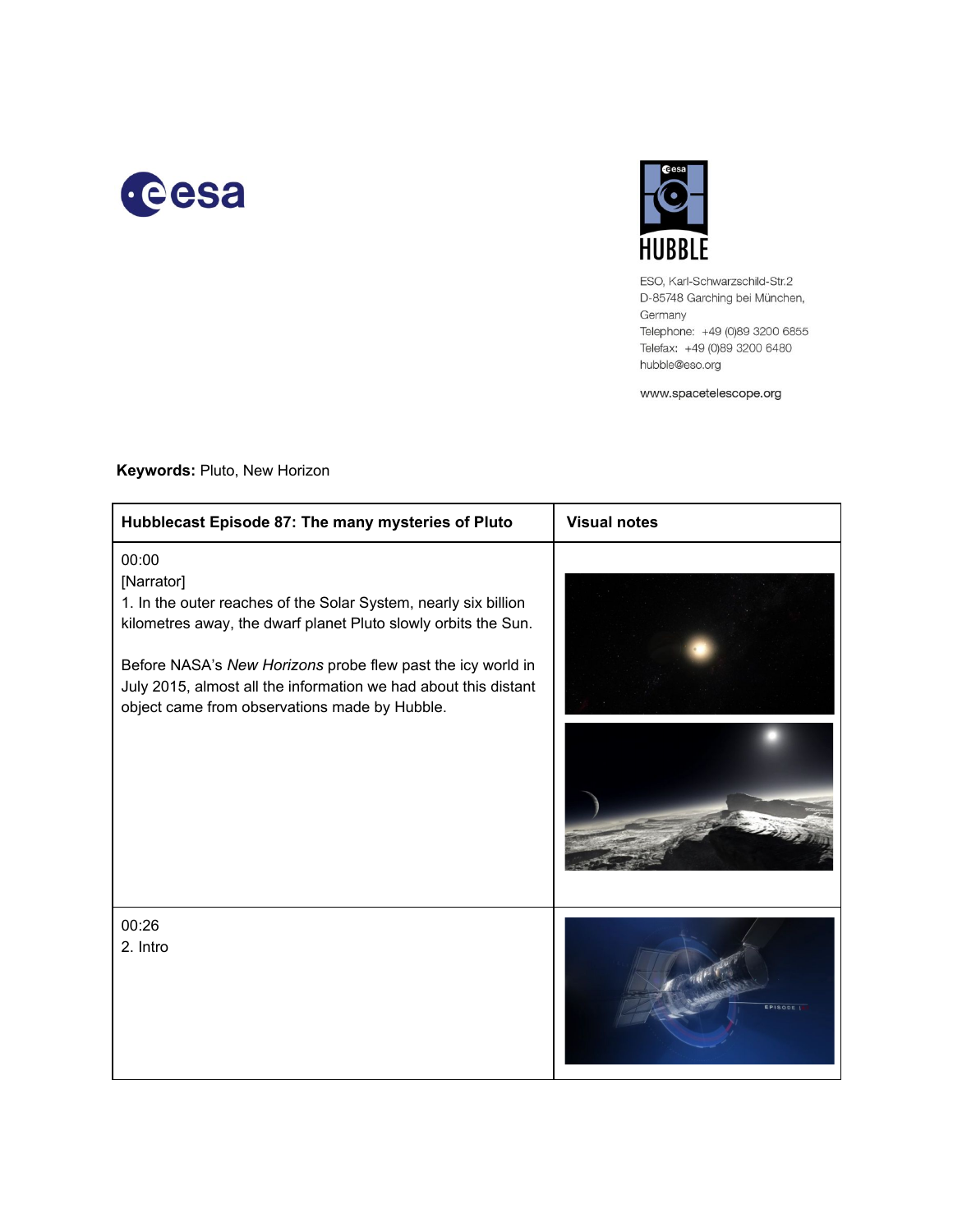esa

HUBBLE

ESO, Karl-Schwarzschild-Str.2
D-85748 Garching bei München,
Germany
Telephone: +49 (0)89 3200 6855
Telefax: +49 (0)89 3200 6480
hubble@eso.org

www.spacetelescope.org

**Keywords:** Pluto, New Horizon

| **Hubblecast Episode 87: The many mysteries of Pluto** | **Visual notes** |
|---|---|
| 00:00<br>[Narrator]<br>1. In the outer reaches of the Solar System, nearly six billion kilometres away, the dwarf planet Pluto slowly orbits the Sun.<br><br>Before NASA's *New Horizons* probe flew past the icy world in July 2015, almost all the information we had about this distant object came from observations made by Hubble. | |
| 00:26<br>2. Intro | |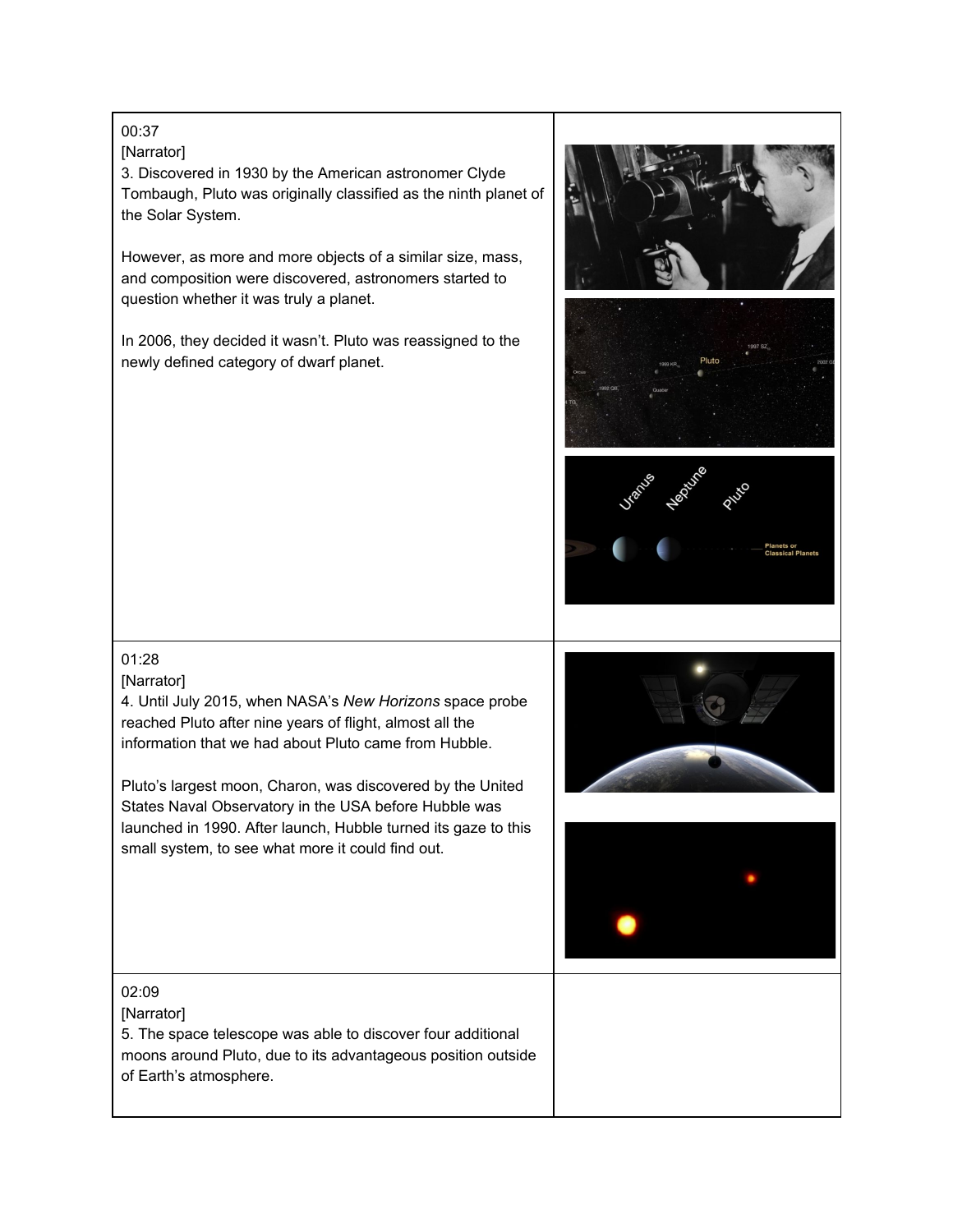| | |
|---|---|
| 00:37<br>[Narrator]<br>3. Discovered in 1930 by the American astronomer Clyde Tombaugh, Pluto was originally classified as the ninth planet of the Solar System.<br><br>However, as more and more objects of a similar size, mass, and composition were discovered, astronomers started to question whether it was truly a planet.<br><br>In 2006, they decided it wasn't. Pluto was reassigned to the newly defined category of dwarf planet. | |
| 01:28<br>[Narrator]<br>4. Until July 2015, when NASA's *New Horizons* space probe reached Pluto after nine years of flight, almost all the information that we had about Pluto came from Hubble.<br><br>Pluto's largest moon, Charon, was discovered by the United States Naval Observatory in the USA before Hubble was launched in 1990. After launch, Hubble turned its gaze to this small system, to see what more it could find out. | |
| 02:09<br>[Narrator]<br>5. The space telescope was able to discover four additional moons around Pluto, due to its advantageous position outside of Earth's atmosphere. | |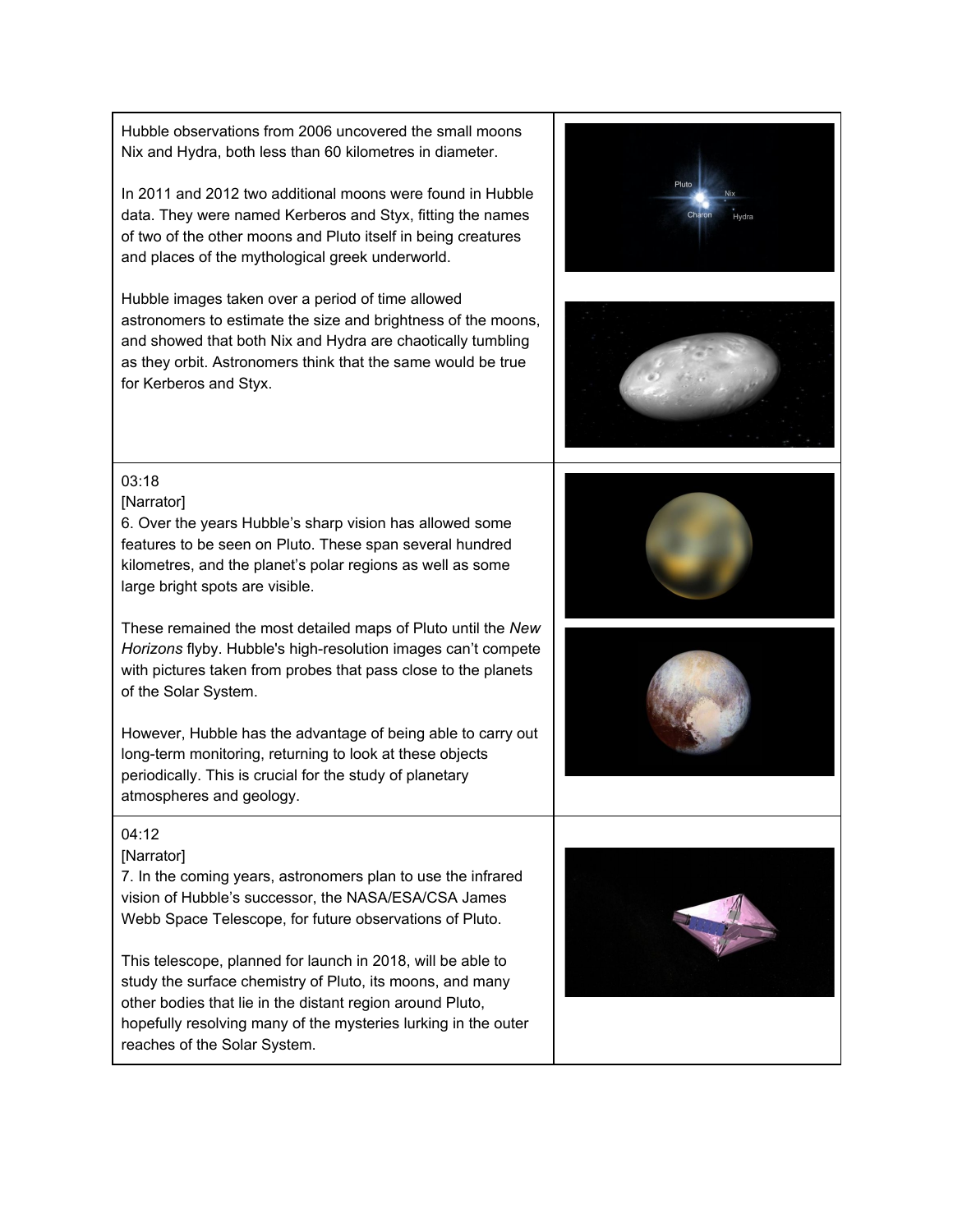| | |
|---|---|
| Hubble observations from 2006 uncovered the small moons Nix and Hydra, both less than 60 kilometres in diameter.<br><br>In 2011 and 2012 two additional moons were found in Hubble data. They were named Kerberos and Styx, fitting the names of two of the other moons and Pluto itself in being creatures and places of the mythological greek underworld.<br><br>Hubble images taken over a period of time allowed astronomers to estimate the size and brightness of the moons, and showed that both Nix and Hydra are chaotically tumbling as they orbit. Astronomers think that the same would be true for Kerberos and Styx. | |
| 03:18<br>[Narrator]<br>6. Over the years Hubble's sharp vision has allowed some features to be seen on Pluto. These span several hundred kilometres, and the planet's polar regions as well as some large bright spots are visible.<br><br>These remained the most detailed maps of Pluto until the *New Horizons* flyby. Hubble's high-resolution images can't compete with pictures taken from probes that pass close to the planets of the Solar System.<br><br>However, Hubble has the advantage of being able to carry out long-term monitoring, returning to look at these objects periodically. This is crucial for the study of planetary atmospheres and geology. | |
| 04:12<br>[Narrator]<br>7. In the coming years, astronomers plan to use the infrared vision of Hubble's successor, the NASA/ESA/CSA James Webb Space Telescope, for future observations of Pluto.<br><br>This telescope, planned for launch in 2018, will be able to study the surface chemistry of Pluto, its moons, and many other bodies that lie in the distant region around Pluto, hopefully resolving many of the mysteries lurking in the outer reaches of the Solar System. | |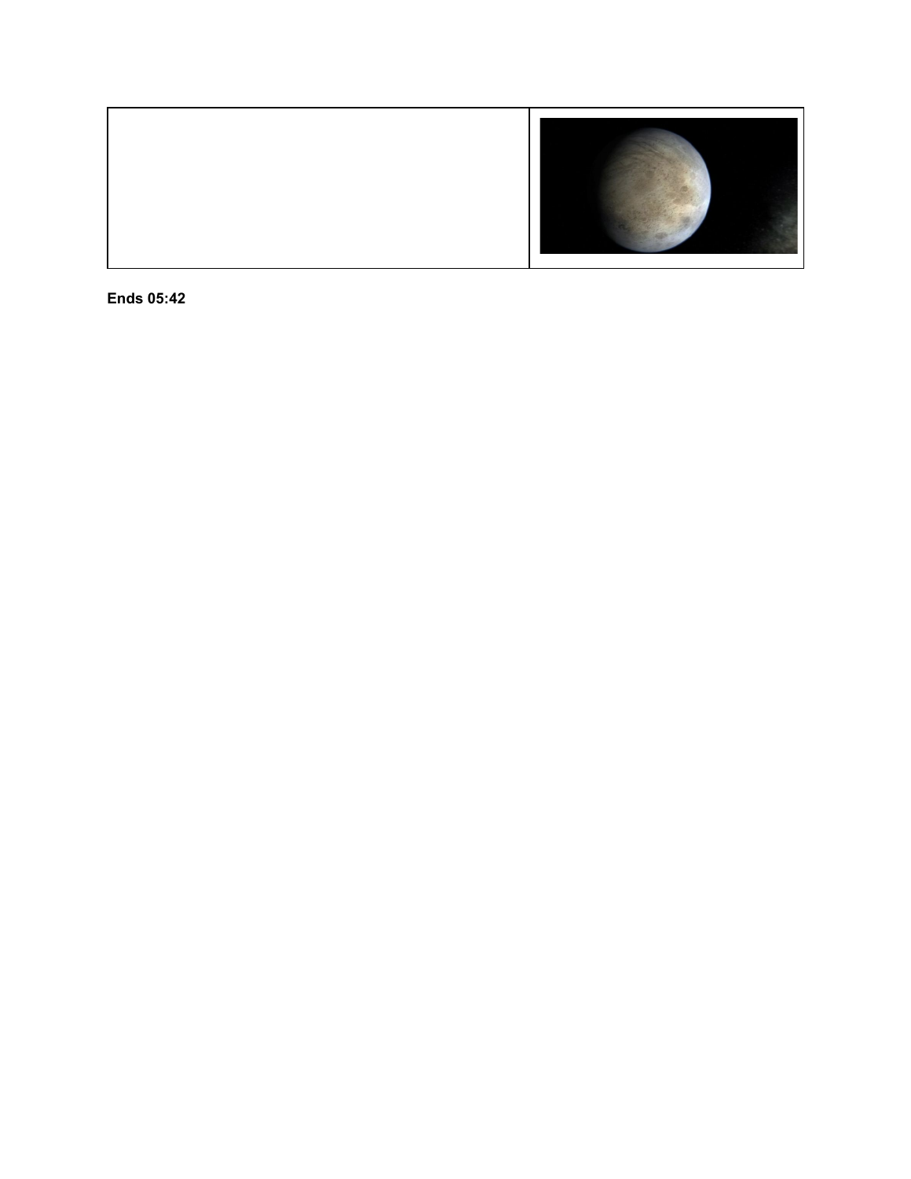| | |
|---|---|
| | |

**Ends 05:42**